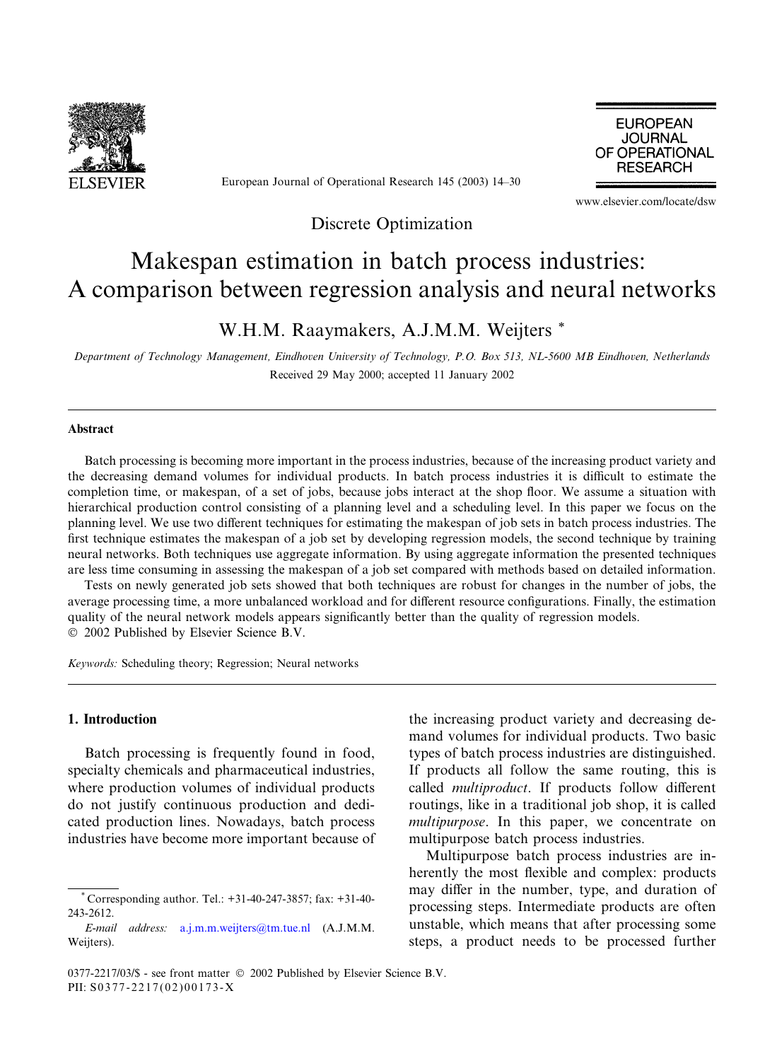Discrete Optimization

# Makespan estimation in batch process industries: A comparison between regression analysis and neural networks

W.H.M. Raaymakers, A.J.M.M. Weijters *

*Department of Technology Management, Eindhoven University of Technology, P.O. Box 513, NL-5600 MB Eindhoven, Netherlands*

Received 29 May 2000; accepted 11 January 2002

## Abstract

Batch processing is becoming more important in the process industries, because of the increasing product variety and the decreasing demand volumes for individual products. In batch process industries it is difficult to estimate the completion time, or makespan, of a set of jobs, because jobs interact at the shop floor. We assume a situation with hierarchical production control consisting of a planning level and a scheduling level. In this paper we focus on the planning level. We use two different techniques for estimating the makespan of job sets in batch process industries. The first technique estimates the makespan of a job set by developing regression models, the second technique by training neural networks. Both techniques use aggregate information. By using aggregate information the presented techniques are less time consuming in assessing the makespan of a job set compared with methods based on detailed information.

Tests on newly generated job sets showed that both techniques are robust for changes in the number of jobs, the average processing time, a more unbalanced workload and for different resource configurations. Finally, the estimation quality of the neural network models appears significantly better than the quality of regression models.

© 2002 Published by Elsevier Science B.V.

*Keywords:* Scheduling theory; Regression; Neural networks

## 1. Introduction

Batch processing is frequently found in food, specialty chemicals and pharmaceutical industries, where production volumes of individual products do not justify continuous production and dedicated production lines. Nowadays, batch process industries have become more important because of the increasing product variety and decreasing demand volumes for individual products. Two basic types of batch process industries are distinguished. If products all follow the same routing, this is called *multiproduct*. If products follow different routings, like in a traditional job shop, it is called *multipurpose*. In this paper, we concentrate on multipurpose batch process industries.

Multipurpose batch process industries are inherently the most flexible and complex: products may differ in the number, type, and duration of processing steps. Intermediate products are often unstable, which means that after processing some steps, a product needs to be processed further

---

* Corresponding author. Tel.: +31-40-247-3857; fax: +31-40-243-2612.

*E-mail address:* a.j.m.m.weijters@tm.tue.nl (A.J.M.M. Weijters).

0377-2217/03/$ - see front matter © 2002 Published by Elsevier Science B.V.
PII: S0377-2217(02)00173-X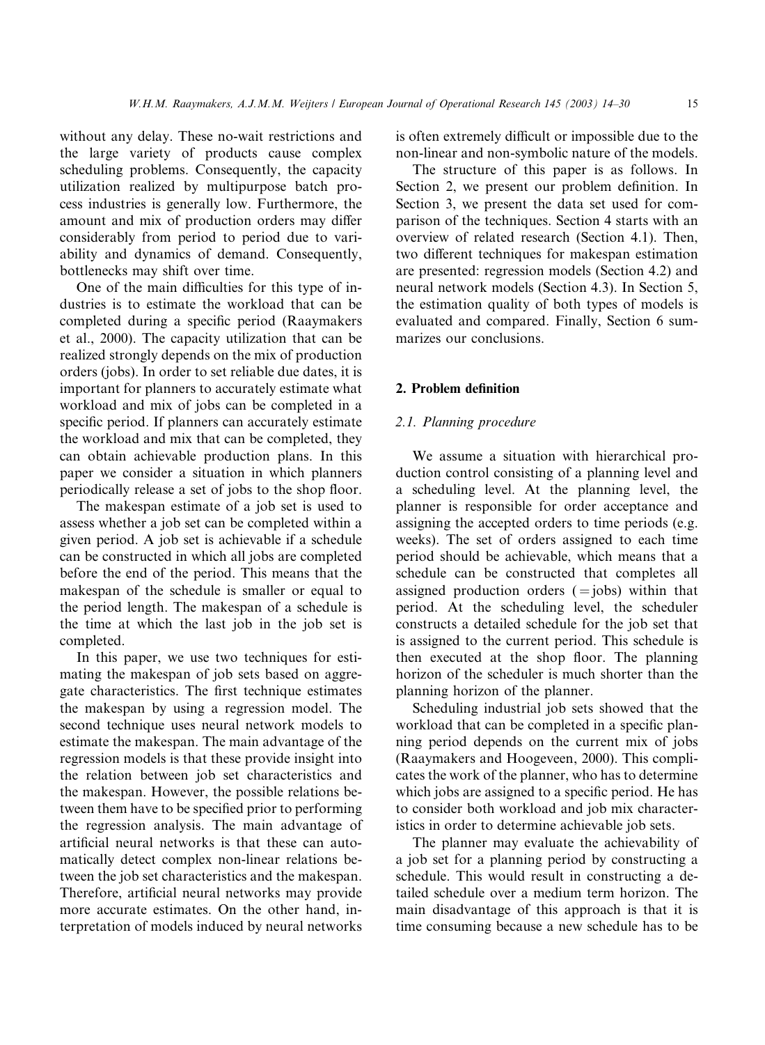without any delay. These no-wait restrictions and the large variety of products cause complex scheduling problems. Consequently, the capacity utilization realized by multipurpose batch process industries is generally low. Furthermore, the amount and mix of production orders may differ considerably from period to period due to variability and dynamics of demand. Consequently, bottlenecks may shift over time.

One of the main difficulties for this type of industries is to estimate the workload that can be completed during a specific period (Raaymakers et al., 2000). The capacity utilization that can be realized strongly depends on the mix of production orders (jobs). In order to set reliable due dates, it is important for planners to accurately estimate what workload and mix of jobs can be completed in a specific period. If planners can accurately estimate the workload and mix that can be completed, they can obtain achievable production plans. In this paper we consider a situation in which planners periodically release a set of jobs to the shop floor.

The makespan estimate of a job set is used to assess whether a job set can be completed within a given period. A job set is achievable if a schedule can be constructed in which all jobs are completed before the end of the period. This means that the makespan of the schedule is smaller or equal to the period length. The makespan of a schedule is the time at which the last job in the job set is completed.

In this paper, we use two techniques for estimating the makespan of job sets based on aggregate characteristics. The first technique estimates the makespan by using a regression model. The second technique uses neural network models to estimate the makespan. The main advantage of the regression models is that these provide insight into the relation between job set characteristics and the makespan. However, the possible relations between them have to be specified prior to performing the regression analysis. The main advantage of artificial neural networks is that these can automatically detect complex non-linear relations between the job set characteristics and the makespan. Therefore, artificial neural networks may provide more accurate estimates. On the other hand, interpretation of models induced by neural networks is often extremely difficult or impossible due to the non-linear and non-symbolic nature of the models.

The structure of this paper is as follows. In Section 2, we present our problem definition. In Section 3, we present the data set used for comparison of the techniques. Section 4 starts with an overview of related research (Section 4.1). Then, two different techniques for makespan estimation are presented: regression models (Section 4.2) and neural network models (Section 4.3). In Section 5, the estimation quality of both types of models is evaluated and compared. Finally, Section 6 summarizes our conclusions.

## 2. Problem definition

### 2.1. Planning procedure

We assume a situation with hierarchical production control consisting of a planning level and a scheduling level. At the planning level, the planner is responsible for order acceptance and assigning the accepted orders to time periods (e.g. weeks). The set of orders assigned to each time period should be achievable, which means that a schedule can be constructed that completes all assigned production orders (= jobs) within that period. At the scheduling level, the scheduler constructs a detailed schedule for the job set that is assigned to the current period. This schedule is then executed at the shop floor. The planning horizon of the scheduler is much shorter than the planning horizon of the planner.

Scheduling industrial job sets showed that the workload that can be completed in a specific planning period depends on the current mix of jobs (Raaymakers and Hoogeveen, 2000). This complicates the work of the planner, who has to determine which jobs are assigned to a specific period. He has to consider both workload and job mix characteristics in order to determine achievable job sets.

The planner may evaluate the achievability of a job set for a planning period by constructing a schedule. This would result in constructing a detailed schedule over a medium term horizon. The main disadvantage of this approach is that it is time consuming because a new schedule has to be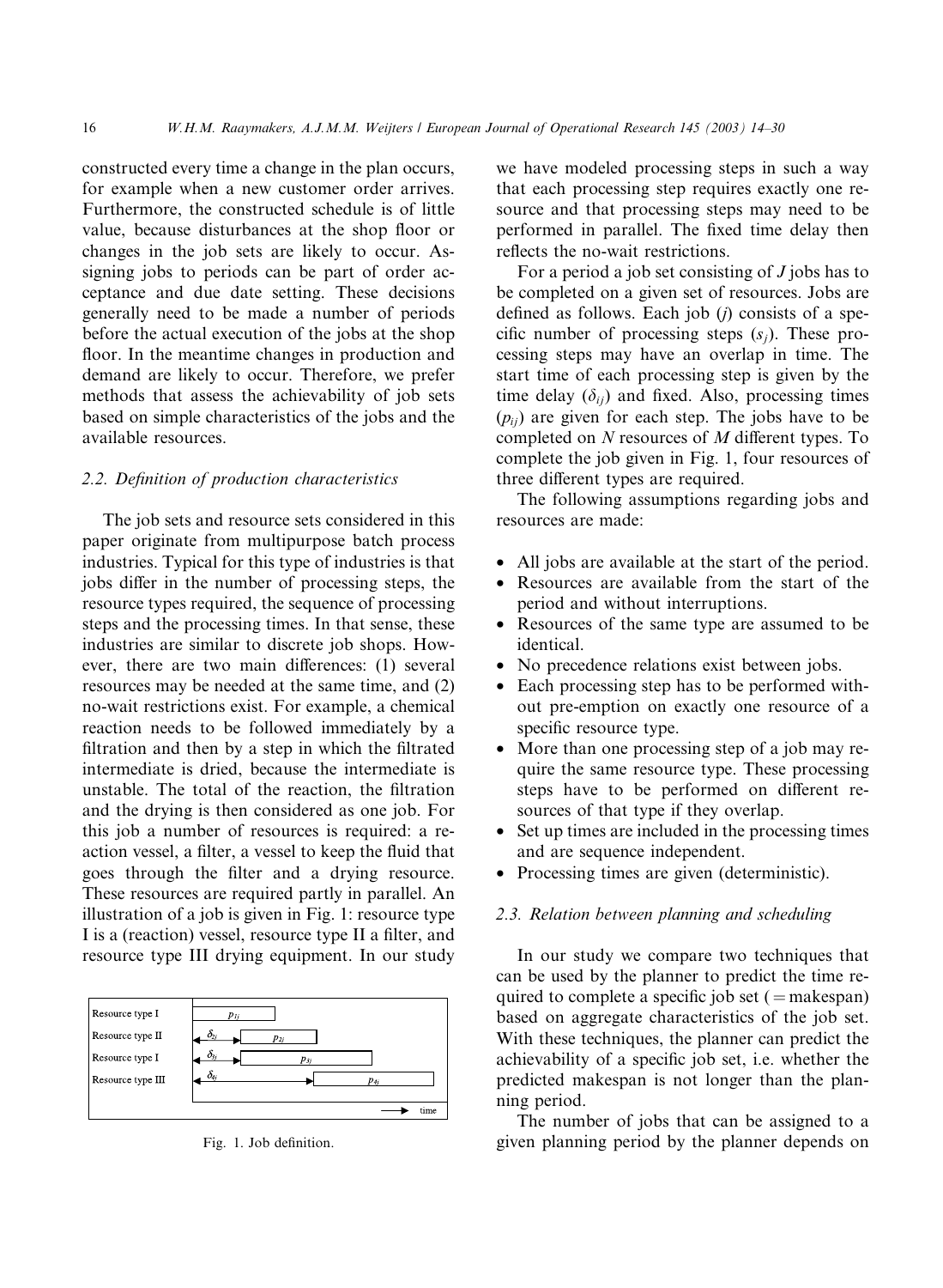constructed every time a change in the plan occurs, for example when a new customer order arrives. Furthermore, the constructed schedule is of little value, because disturbances at the shop floor or changes in the job sets are likely to occur. Assigning jobs to periods can be part of order acceptance and due date setting. These decisions generally need to be made a number of periods before the actual execution of the jobs at the shop floor. In the meantime changes in production and demand are likely to occur. Therefore, we prefer methods that assess the achievability of job sets based on simple characteristics of the jobs and the available resources.

### 2.2. Definition of production characteristics

The job sets and resource sets considered in this paper originate from multipurpose batch process industries. Typical for this type of industries is that jobs differ in the number of processing steps, the resource types required, the sequence of processing steps and the processing times. In that sense, these industries are similar to discrete job shops. However, there are two main differences: (1) several resources may be needed at the same time, and (2) no-wait restrictions exist. For example, a chemical reaction needs to be followed immediately by a filtration and then by a step in which the filtrated intermediate is dried, because the intermediate is unstable. The total of the reaction, the filtration and the drying is then considered as one job. For this job a number of resources is required: a reaction vessel, a filter, a vessel to keep the fluid that goes through the filter and a drying resource. These resources are required partly in parallel. An illustration of a job is given in Fig. 1: resource type I is a (reaction) vessel, resource type II a filter, and resource type III drying equipment. In our study we have modeled processing steps in such a way that each processing step requires exactly one resource and that processing steps may need to be performed in parallel. The fixed time delay then reflects the no-wait restrictions.

Fig. 1. Job definition.

For a period a job set consisting of $J$ jobs has to be completed on a given set of resources. Jobs are defined as follows. Each job ($j$) consists of a specific number of processing steps ($s_j$). These processing steps may have an overlap in time. The start time of each processing step is given by the time delay ($\delta_{ij}$) and fixed. Also, processing times ($p_{ij}$) are given for each step. The jobs have to be completed on $N$ resources of $M$ different types. To complete the job given in Fig. 1, four resources of three different types are required.

The following assumptions regarding jobs and resources are made:

- All jobs are available at the start of the period.
- Resources are available from the start of the period and without interruptions.
- Resources of the same type are assumed to be identical.
- No precedence relations exist between jobs.
- Each processing step has to be performed without pre-emption on exactly one resource of a specific resource type.
- More than one processing step of a job may require the same resource type. These processing steps have to be performed on different resources of that type if they overlap.
- Set up times are included in the processing times and are sequence independent.
- Processing times are given (deterministic).

### 2.3. Relation between planning and scheduling

In our study we compare two techniques that can be used by the planner to predict the time required to complete a specific job set (= makespan) based on aggregate characteristics of the job set. With these techniques, the planner can predict the achievability of a specific job set, i.e. whether the predicted makespan is not longer than the planning period.

The number of jobs that can be assigned to a given planning period by the planner depends on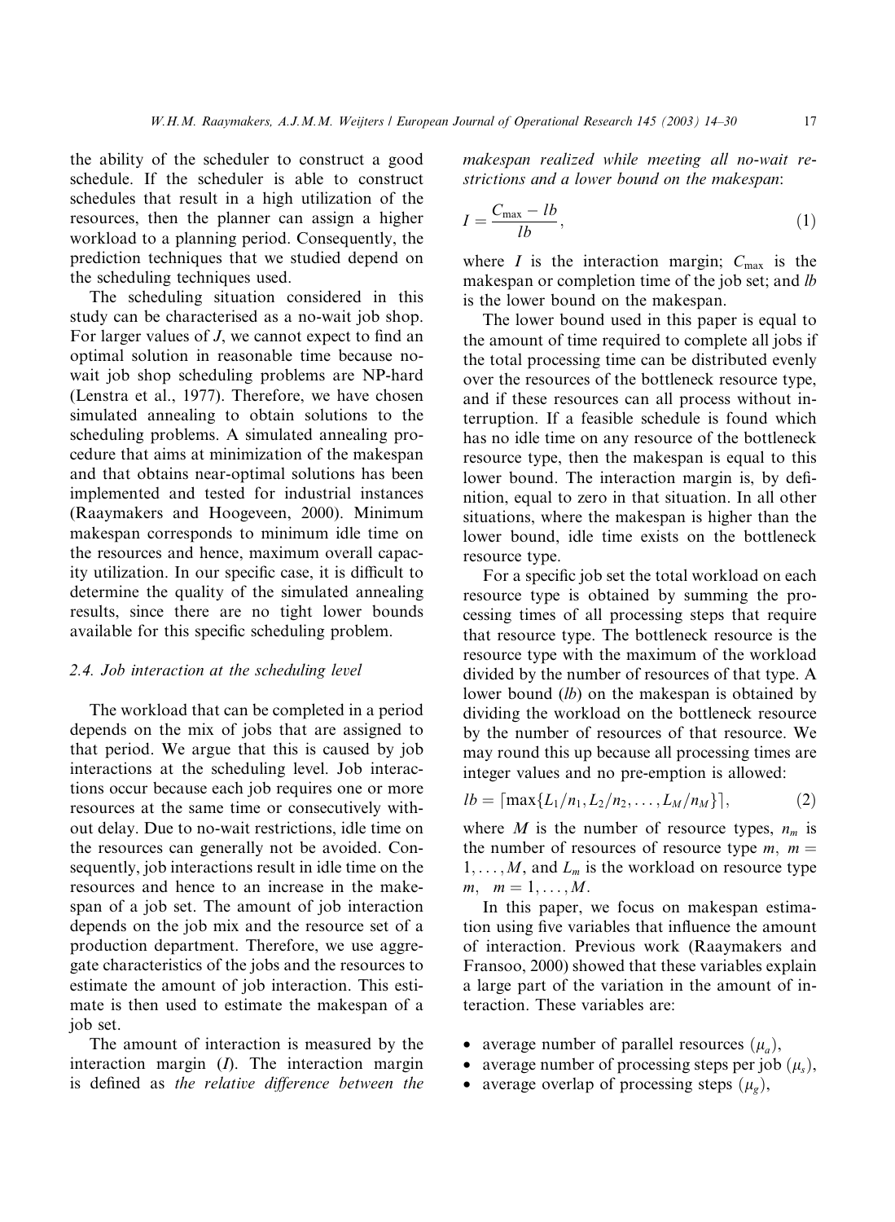the ability of the scheduler to construct a good schedule. If the scheduler is able to construct schedules that result in a high utilization of the resources, then the planner can assign a higher workload to a planning period. Consequently, the prediction techniques that we studied depend on the scheduling techniques used.

The scheduling situation considered in this study can be characterised as a no-wait job shop. For larger values of $J$, we cannot expect to find an optimal solution in reasonable time because no-wait job shop scheduling problems are NP-hard (Lenstra et al., 1977). Therefore, we have chosen simulated annealing to obtain solutions to the scheduling problems. A simulated annealing procedure that aims at minimization of the makespan and that obtains near-optimal solutions has been implemented and tested for industrial instances (Raaymakers and Hoogeveen, 2000). Minimum makespan corresponds to minimum idle time on the resources and hence, maximum overall capacity utilization. In our specific case, it is difficult to determine the quality of the simulated annealing results, since there are no tight lower bounds available for this specific scheduling problem.

### 2.4. Job interaction at the scheduling level

The workload that can be completed in a period depends on the mix of jobs that are assigned to that period. We argue that this is caused by job interactions at the scheduling level. Job interactions occur because each job requires one or more resources at the same time or consecutively without delay. Due to no-wait restrictions, idle time on the resources can generally not be avoided. Consequently, job interactions result in idle time on the resources and hence to an increase in the makespan of a job set. The amount of job interaction depends on the job mix and the resource set of a production department. Therefore, we use aggregate characteristics of the jobs and the resources to estimate the amount of job interaction. This estimate is then used to estimate the makespan of a job set.

The amount of interaction is measured by the interaction margin ($I$). The interaction margin is defined as *the relative difference between the makespan realized while meeting all no-wait restrictions and a lower bound on the makespan*:

$$I = \frac{C_{\max} - lb}{lb}, \tag{1}$$

where $I$ is the interaction margin; $C_{\max}$ is the makespan or completion time of the job set; and $lb$ is the lower bound on the makespan.

The lower bound used in this paper is equal to the amount of time required to complete all jobs if the total processing time can be distributed evenly over the resources of the bottleneck resource type, and if these resources can all process without interruption. If a feasible schedule is found which has no idle time on any resource of the bottleneck resource type, then the makespan is equal to this lower bound. The interaction margin is, by definition, equal to zero in that situation. In all other situations, where the makespan is higher than the lower bound, idle time exists on the bottleneck resource type.

For a specific job set the total workload on each resource type is obtained by summing the processing times of all processing steps that require that resource type. The bottleneck resource is the resource type with the maximum of the workload divided by the number of resources of that type. A lower bound ($lb$) on the makespan is obtained by dividing the workload on the bottleneck resource by the number of resources of that resource. We may round this up because all processing times are integer values and no pre-emption is allowed:

$$lb = \lceil \max\{L_1/n_1, L_2/n_2, \ldots, L_M/n_M\} \rceil, \tag{2}$$

where $M$ is the number of resource types, $n_m$ is the number of resources of resource type $m$, $m = 1, \ldots, M$, and $L_m$ is the workload on resource type $m$, $m = 1, \ldots, M$.

In this paper, we focus on makespan estimation using five variables that influence the amount of interaction. Previous work (Raaymakers and Fransoo, 2000) showed that these variables explain a large part of the variation in the amount of interaction. These variables are:

- average number of parallel resources ($\mu_a$),
- average number of processing steps per job ($\mu_s$),
- average overlap of processing steps ($\mu_g$),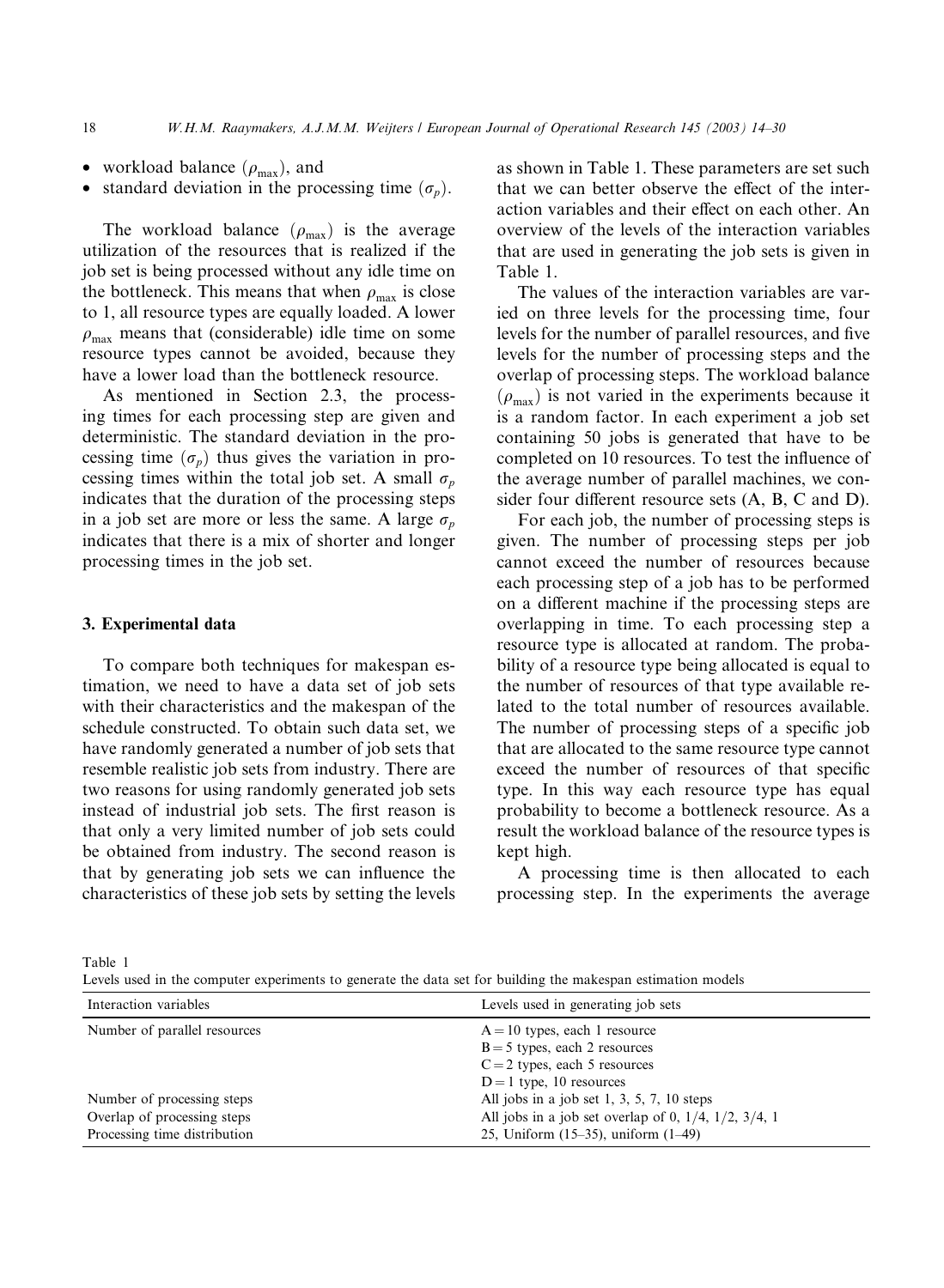- workload balance ($\rho_{max}$), and
- standard deviation in the processing time ($\sigma_p$).

The workload balance ($\rho_{max}$) is the average utilization of the resources that is realized if the job set is being processed without any idle time on the bottleneck. This means that when $\rho_{max}$ is close to 1, all resource types are equally loaded. A lower $\rho_{max}$ means that (considerable) idle time on some resource types cannot be avoided, because they have a lower load than the bottleneck resource.

As mentioned in Section 2.3, the processing times for each processing step are given and deterministic. The standard deviation in the processing time ($\sigma_p$) thus gives the variation in processing times within the total job set. A small $\sigma_p$ indicates that the duration of the processing steps in a job set are more or less the same. A large $\sigma_p$ indicates that there is a mix of shorter and longer processing times in the job set.

## 3. Experimental data

To compare both techniques for makespan estimation, we need to have a data set of job sets with their characteristics and the makespan of the schedule constructed. To obtain such data set, we have randomly generated a number of job sets that resemble realistic job sets from industry. There are two reasons for using randomly generated job sets instead of industrial job sets. The first reason is that only a very limited number of job sets could be obtained from industry. The second reason is that by generating job sets we can influence the characteristics of these job sets by setting the levels as shown in Table 1. These parameters are set such that we can better observe the effect of the interaction variables and their effect on each other. An overview of the levels of the interaction variables that are used in generating the job sets is given in Table 1.

The values of the interaction variables are varied on three levels for the processing time, four levels for the number of parallel resources, and five levels for the number of processing steps and the overlap of processing steps. The workload balance ($\rho_{max}$) is not varied in the experiments because it is a random factor. In each experiment a job set containing 50 jobs is generated that have to be completed on 10 resources. To test the influence of the average number of parallel machines, we consider four different resource sets (A, B, C and D).

For each job, the number of processing steps is given. The number of processing steps per job cannot exceed the number of resources because each processing step of a job has to be performed on a different machine if the processing steps are overlapping in time. To each processing step a resource type is allocated at random. The probability of a resource type being allocated is equal to the number of resources of that type available related to the total number of resources available. The number of processing steps of a specific job that are allocated to the same resource type cannot exceed the number of resources of that specific type. In this way each resource type has equal probability to become a bottleneck resource. As a result the workload balance of the resource types is kept high.

A processing time is then allocated to each processing step. In the experiments the average

Table 1
Levels used in the computer experiments to generate the data set for building the makespan estimation models

| Interaction variables | Levels used in generating job sets |
|---|---|
| Number of parallel resources | A = 10 types, each 1 resource<br>B = 5 types, each 2 resources<br>C = 2 types, each 5 resources<br>D = 1 type, 10 resources |
| Number of processing steps | All jobs in a job set 1, 3, 5, 7, 10 steps |
| Overlap of processing steps | All jobs in a job set overlap of 0, 1/4, 1/2, 3/4, 1 |
| Processing time distribution | 25, Uniform (15–35), uniform (1–49) |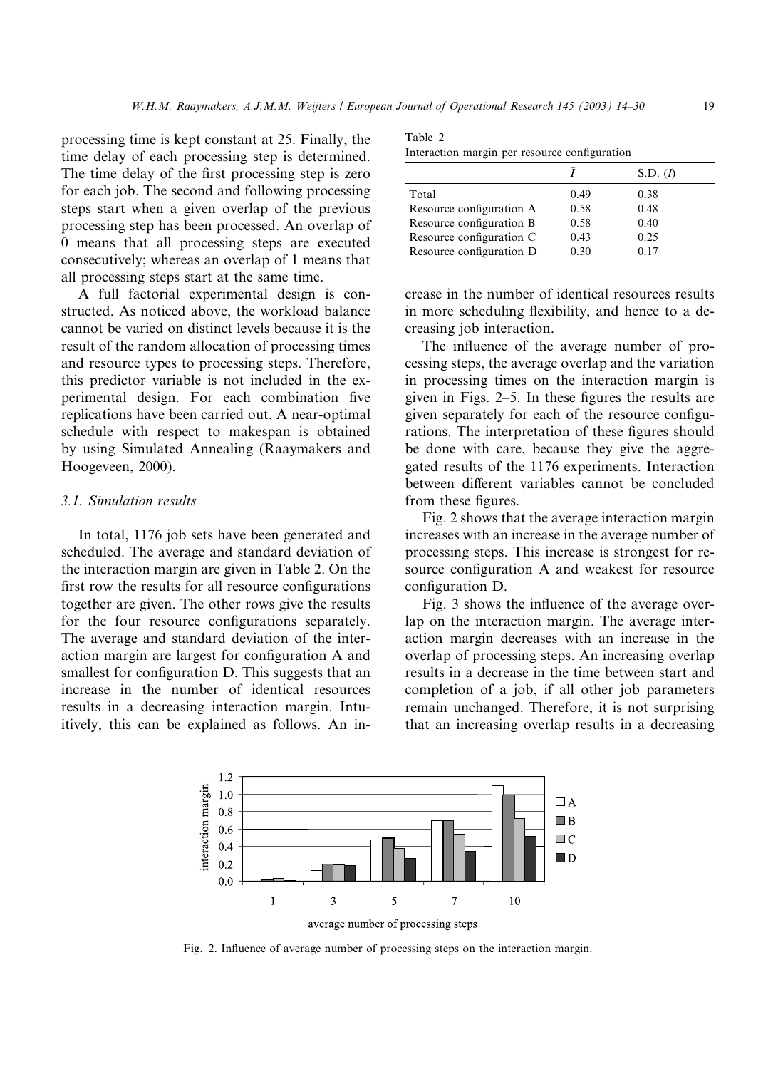processing time is kept constant at 25. Finally, the time delay of each processing step is determined. The time delay of the first processing step is zero for each job. The second and following processing steps start when a given overlap of the previous processing step has been processed. An overlap of 0 means that all processing steps are executed consecutively; whereas an overlap of 1 means that all processing steps start at the same time.

A full factorial experimental design is constructed. As noticed above, the workload balance cannot be varied on distinct levels because it is the result of the random allocation of processing times and resource types to processing steps. Therefore, this predictor variable is not included in the experimental design. For each combination five replications have been carried out. A near-optimal schedule with respect to makespan is obtained by using Simulated Annealing (Raaymakers and Hoogeveen, 2000).

### 3.1. Simulation results

In total, 1176 job sets have been generated and scheduled. The average and standard deviation of the interaction margin are given in Table 2. On the first row the results for all resource configurations together are given. The other rows give the results for the four resource configurations separately. The average and standard deviation of the interaction margin are largest for configuration A and smallest for configuration D. This suggests that an increase in the number of identical resources results in a decreasing interaction margin. Intuitively, this can be explained as follows. An increase in the number of identical resources results in more scheduling flexibility, and hence to a decreasing job interaction.

Table 2
Interaction margin per resource configuration

| | $\bar{I}$ | S.D. ($I$) |
|---|---|---|
| Total | 0.49 | 0.38 |
| Resource configuration A | 0.58 | 0.48 |
| Resource configuration B | 0.58 | 0.40 |
| Resource configuration C | 0.43 | 0.25 |
| Resource configuration D | 0.30 | 0.17 |

The influence of the average number of processing steps, the average overlap and the variation in processing times on the interaction margin is given in Figs. 2–5. In these figures the results are given separately for each of the resource configurations. The interpretation of these figures should be done with care, because they give the aggregated results of the 1176 experiments. Interaction between different variables cannot be concluded from these figures.

Fig. 2 shows that the average interaction margin increases with an increase in the average number of processing steps. This increase is strongest for resource configuration A and weakest for resource configuration D.

Fig. 3 shows the influence of the average overlap on the interaction margin. The average interaction margin decreases with an increase in the overlap of processing steps. An increasing overlap results in a decrease in the time between start and completion of a job, if all other job parameters remain unchanged. Therefore, it is not surprising that an increasing overlap results in a decreasing

Fig. 2. Influence of average number of processing steps on the interaction margin.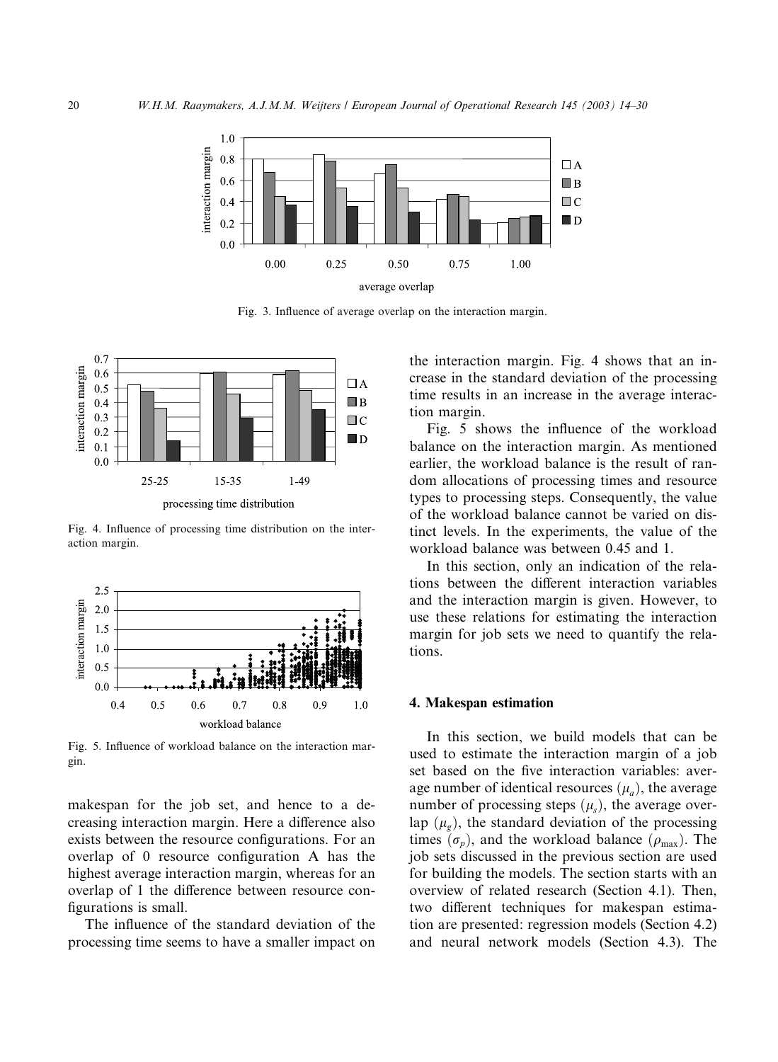Fig. 3. Influence of average overlap on the interaction margin.

Fig. 4. Influence of processing time distribution on the interaction margin.

Fig. 5. Influence of workload balance on the interaction margin.

makespan for the job set, and hence to a decreasing interaction margin. Here a difference also exists between the resource configurations. For an overlap of 0 resource configuration A has the highest average interaction margin, whereas for an overlap of 1 the difference between resource configurations is small.

The influence of the standard deviation of the processing time seems to have a smaller impact on the interaction margin. Fig. 4 shows that an increase in the standard deviation of the processing time results in an increase in the average interaction margin.

Fig. 5 shows the influence of the workload balance on the interaction margin. As mentioned earlier, the workload balance is the result of random allocations of processing times and resource types to processing steps. Consequently, the value of the workload balance cannot be varied on distinct levels. In the experiments, the value of the workload balance was between 0.45 and 1.

In this section, only an indication of the relations between the different interaction variables and the interaction margin is given. However, to use these relations for estimating the interaction margin for job sets we need to quantify the relations.

## 4. Makespan estimation

In this section, we build models that can be used to estimate the interaction margin of a job set based on the five interaction variables: average number of identical resources ($\mu_a$), the average number of processing steps ($\mu_s$), the average overlap ($\mu_g$), the standard deviation of the processing times ($\sigma_p$), and the workload balance ($\rho_{\max}$). The job sets discussed in the previous section are used for building the models. The section starts with an overview of related research (Section 4.1). Then, two different techniques for makespan estimation are presented: regression models (Section 4.2) and neural network models (Section 4.3). The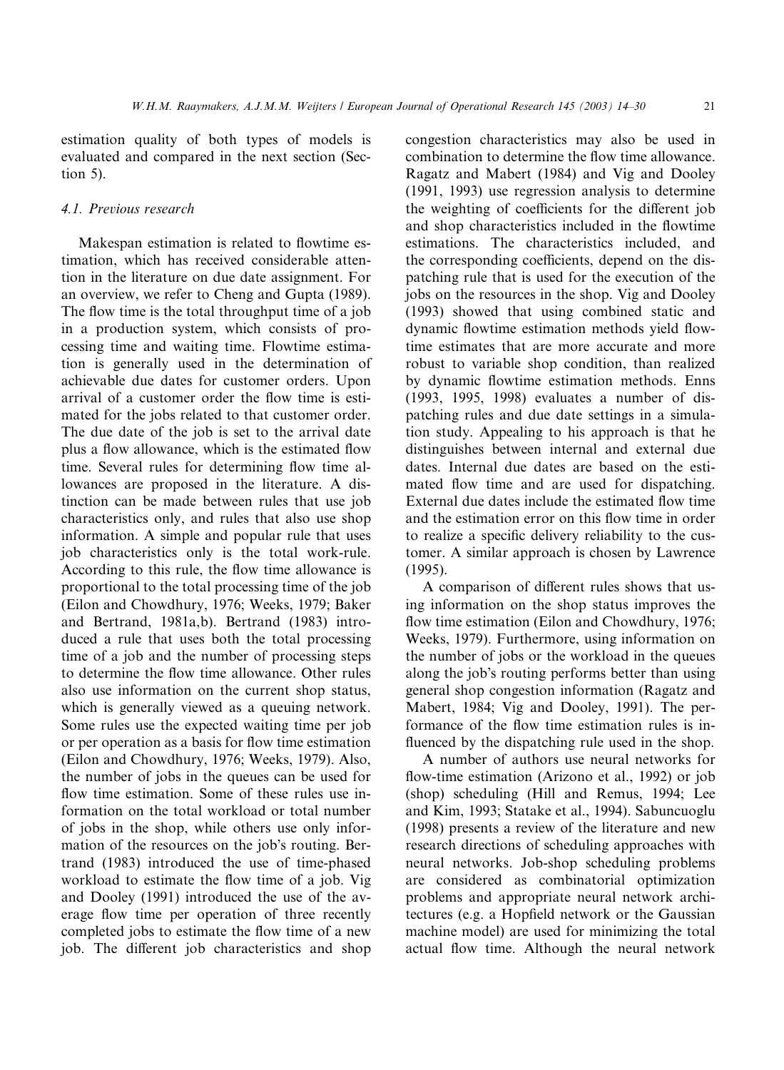estimation quality of both types of models is evaluated and compared in the next section (Section 5).

### 4.1. Previous research

Makespan estimation is related to flowtime estimation, which has received considerable attention in the literature on due date assignment. For an overview, we refer to Cheng and Gupta (1989). The flow time is the total throughput time of a job in a production system, which consists of processing time and waiting time. Flowtime estimation is generally used in the determination of achievable due dates for customer orders. Upon arrival of a customer order the flow time is estimated for the jobs related to that customer order. The due date of the job is set to the arrival date plus a flow allowance, which is the estimated flow time. Several rules for determining flow time allowances are proposed in the literature. A distinction can be made between rules that use job characteristics only, and rules that also use shop information. A simple and popular rule that uses job characteristics only is the total work-rule. According to this rule, the flow time allowance is proportional to the total processing time of the job (Eilon and Chowdhury, 1976; Weeks, 1979; Baker and Bertrand, 1981a,b). Bertrand (1983) introduced a rule that uses both the total processing time of a job and the number of processing steps to determine the flow time allowance. Other rules also use information on the current shop status, which is generally viewed as a queuing network. Some rules use the expected waiting time per job or per operation as a basis for flow time estimation (Eilon and Chowdhury, 1976; Weeks, 1979). Also, the number of jobs in the queues can be used for flow time estimation. Some of these rules use information on the total workload or total number of jobs in the shop, while others use only information of the resources on the job's routing. Bertrand (1983) introduced the use of time-phased workload to estimate the flow time of a job. Vig and Dooley (1991) introduced the use of the average flow time per operation of three recently completed jobs to estimate the flow time of a new job. The different job characteristics and shop congestion characteristics may also be used in combination to determine the flow time allowance. Ragatz and Mabert (1984) and Vig and Dooley (1991, 1993) use regression analysis to determine the weighting of coefficients for the different job and shop characteristics included in the flowtime estimations. The characteristics included, and the corresponding coefficients, depend on the dispatching rule that is used for the execution of the jobs on the resources in the shop. Vig and Dooley (1993) showed that using combined static and dynamic flowtime estimation methods yield flowtime estimates that are more accurate and more robust to variable shop condition, than realized by dynamic flowtime estimation methods. Enns (1993, 1995, 1998) evaluates a number of dispatching rules and due date settings in a simulation study. Appealing to his approach is that he distinguishes between internal and external due dates. Internal due dates are based on the estimated flow time and are used for dispatching. External due dates include the estimated flow time and the estimation error on this flow time in order to realize a specific delivery reliability to the customer. A similar approach is chosen by Lawrence (1995).

A comparison of different rules shows that using information on the shop status improves the flow time estimation (Eilon and Chowdhury, 1976; Weeks, 1979). Furthermore, using information on the number of jobs or the workload in the queues along the job's routing performs better than using general shop congestion information (Ragatz and Mabert, 1984; Vig and Dooley, 1991). The performance of the flow time estimation rules is influenced by the dispatching rule used in the shop.

A number of authors use neural networks for flow-time estimation (Arizono et al., 1992) or job (shop) scheduling (Hill and Remus, 1994; Lee and Kim, 1993; Statake et al., 1994). Sabuncuoglu (1998) presents a review of the literature and new research directions of scheduling approaches with neural networks. Job-shop scheduling problems are considered as combinatorial optimization problems and appropriate neural network architectures (e.g. a Hopfield network or the Gaussian machine model) are used for minimizing the total actual flow time. Although the neural network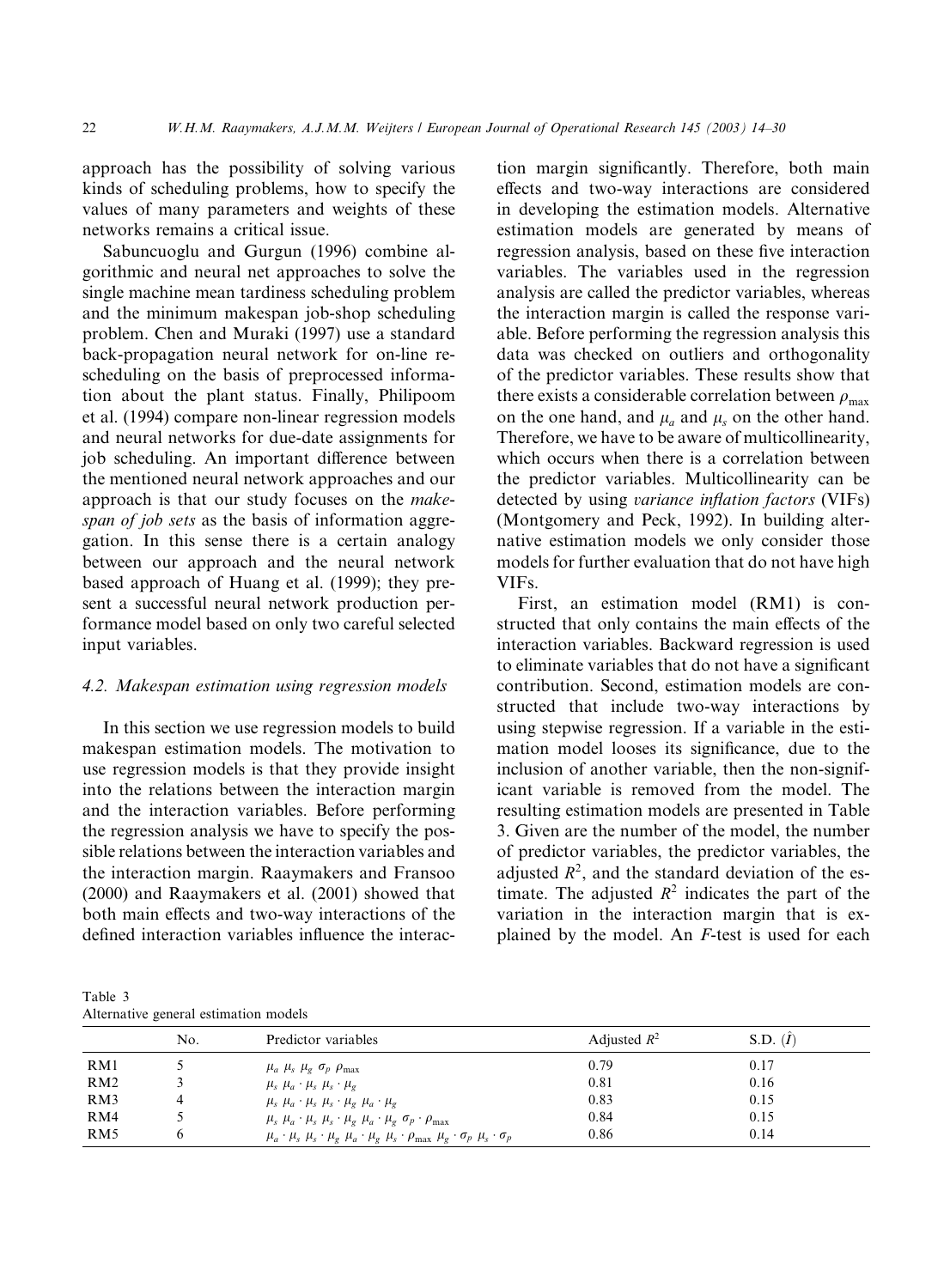approach has the possibility of solving various kinds of scheduling problems, how to specify the values of many parameters and weights of these networks remains a critical issue.

Sabuncuoglu and Gurgun (1996) combine algorithmic and neural net approaches to solve the single machine mean tardiness scheduling problem and the minimum makespan job-shop scheduling problem. Chen and Muraki (1997) use a standard back-propagation neural network for on-line rescheduling on the basis of preprocessed information about the plant status. Finally, Philipoom et al. (1994) compare non-linear regression models and neural networks for due-date assignments for job scheduling. An important difference between the mentioned neural network approaches and our approach is that our study focuses on the *makespan of job sets* as the basis of information aggregation. In this sense there is a certain analogy between our approach and the neural network based approach of Huang et al. (1999); they present a successful neural network production performance model based on only two careful selected input variables.

### 4.2. Makespan estimation using regression models

In this section we use regression models to build makespan estimation models. The motivation to use regression models is that they provide insight into the relations between the interaction margin and the interaction variables. Before performing the regression analysis we have to specify the possible relations between the interaction variables and the interaction margin. Raaymakers and Fransoo (2000) and Raaymakers et al. (2001) showed that both main effects and two-way interactions of the defined interaction variables influence the interaction margin significantly. Therefore, both main effects and two-way interactions are considered in developing the estimation models. Alternative estimation models are generated by means of regression analysis, based on these five interaction variables. The variables used in the regression analysis are called the predictor variables, whereas the interaction margin is called the response variable. Before performing the regression analysis this data was checked on outliers and orthogonality of the predictor variables. These results show that there exists a considerable correlation between $\rho_{\max}$ on the one hand, and $\mu_a$ and $\mu_s$ on the other hand. Therefore, we have to be aware of multicollinearity, which occurs when there is a correlation between the predictor variables. Multicollinearity can be detected by using *variance inflation factors* (VIFs) (Montgomery and Peck, 1992). In building alternative estimation models we only consider those models for further evaluation that do not have high VIFs.

First, an estimation model (RM1) is constructed that only contains the main effects of the interaction variables. Backward regression is used to eliminate variables that do not have a significant contribution. Second, estimation models are constructed that include two-way interactions by using stepwise regression. If a variable in the estimation model looses its significance, due to the inclusion of another variable, then the non-significant variable is removed from the model. The resulting estimation models are presented in Table 3. Given are the number of the model, the number of predictor variables, the predictor variables, the adjusted $R^2$, and the standard deviation of the estimate. The adjusted $R^2$ indicates the part of the variation in the interaction margin that is explained by the model. An $F$-test is used for each

Table 3
Alternative general estimation models

| | No. | Predictor variables | Adjusted $R^2$ | S.D. $(\hat{I})$ |
|---|---|---|---|---|
| RM1 | 5 | $\mu_a$ $\mu_s$ $\mu_g$ $\sigma_p$ $\rho_{\max}$ | 0.79 | 0.17 |
| RM2 | 3 | $\mu_s$ $\mu_a \cdot \mu_s$ $\mu_s \cdot \mu_g$ | 0.81 | 0.16 |
| RM3 | 4 | $\mu_s$ $\mu_a \cdot \mu_s$ $\mu_s \cdot \mu_g$ $\mu_a \cdot \mu_g$ | 0.83 | 0.15 |
| RM4 | 5 | $\mu_s$ $\mu_a \cdot \mu_s$ $\mu_s \cdot \mu_g$ $\mu_a \cdot \mu_g$ $\sigma_p \cdot \rho_{\max}$ | 0.84 | 0.15 |
| RM5 | 6 | $\mu_a \cdot \mu_s$ $\mu_s \cdot \mu_g$ $\mu_a \cdot \mu_g$ $\mu_s \cdot \rho_{\max}$ $\mu_g \cdot \sigma_p$ $\mu_s \cdot \sigma_p$ | 0.86 | 0.14 |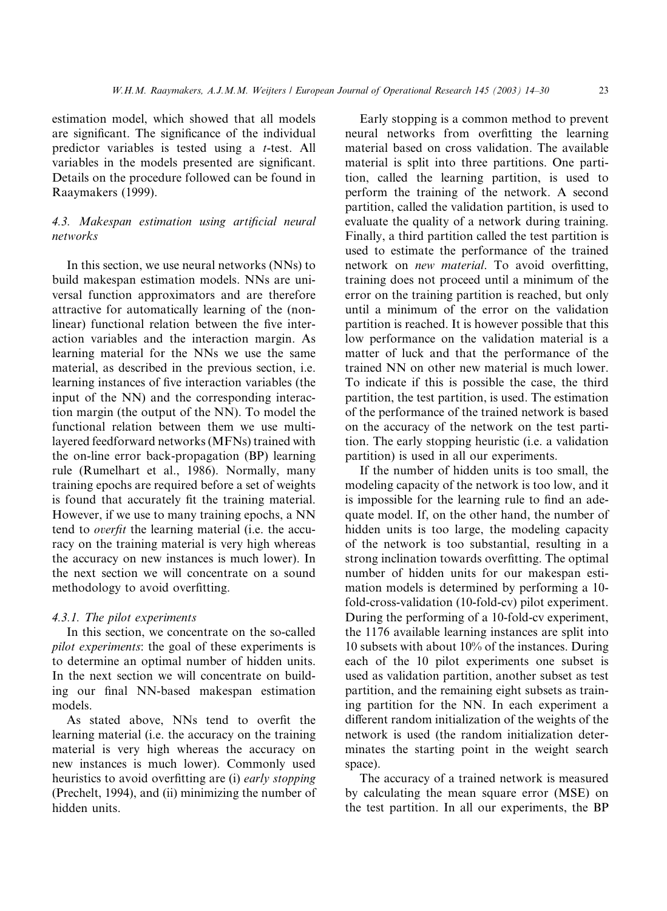estimation model, which showed that all models are significant. The significance of the individual predictor variables is tested using a $t$-test. All variables in the models presented are significant. Details on the procedure followed can be found in Raaymakers (1999).

### 4.3. Makespan estimation using artificial neural networks

In this section, we use neural networks (NNs) to build makespan estimation models. NNs are universal function approximators and are therefore attractive for automatically learning of the (non-linear) functional relation between the five interaction variables and the interaction margin. As learning material for the NNs we use the same material, as described in the previous section, i.e. learning instances of five interaction variables (the input of the NN) and the corresponding interaction margin (the output of the NN). To model the functional relation between them we use multi-layered feedforward networks (MFNs) trained with the on-line error back-propagation (BP) learning rule (Rumelhart et al., 1986). Normally, many training epochs are required before a set of weights is found that accurately fit the training material. However, if we use to many training epochs, a NN tend to *overfit* the learning material (i.e. the accuracy on the training material is very high whereas the accuracy on new instances is much lower). In the next section we will concentrate on a sound methodology to avoid overfitting.

#### 4.3.1. The pilot experiments

In this section, we concentrate on the so-called *pilot experiments*: the goal of these experiments is to determine an optimal number of hidden units. In the next section we will concentrate on building our final NN-based makespan estimation models.

As stated above, NNs tend to overfit the learning material (i.e. the accuracy on the training material is very high whereas the accuracy on new instances is much lower). Commonly used heuristics to avoid overfitting are (i) *early stopping* (Prechelt, 1994), and (ii) minimizing the number of hidden units.

Early stopping is a common method to prevent neural networks from overfitting the learning material based on cross validation. The available material is split into three partitions. One partition, called the learning partition, is used to perform the training of the network. A second partition, called the validation partition, is used to evaluate the quality of a network during training. Finally, a third partition called the test partition is used to estimate the performance of the trained network on *new material*. To avoid overfitting, training does not proceed until a minimum of the error on the training partition is reached, but only until a minimum of the error on the validation partition is reached. It is however possible that this low performance on the validation material is a matter of luck and that the performance of the trained NN on other new material is much lower. To indicate if this is possible the case, the third partition, the test partition, is used. The estimation of the performance of the trained network is based on the accuracy of the network on the test partition. The early stopping heuristic (i.e. a validation partition) is used in all our experiments.

If the number of hidden units is too small, the modeling capacity of the network is too low, and it is impossible for the learning rule to find an adequate model. If, on the other hand, the number of hidden units is too large, the modeling capacity of the network is too substantial, resulting in a strong inclination towards overfitting. The optimal number of hidden units for our makespan estimation models is determined by performing a 10-fold-cross-validation (10-fold-cv) pilot experiment. During the performing of a 10-fold-cv experiment, the 1176 available learning instances are split into 10 subsets with about 10% of the instances. During each of the 10 pilot experiments one subset is used as validation partition, another subset as test partition, and the remaining eight subsets as training partition for the NN. In each experiment a different random initialization of the weights of the network is used (the random initialization determinates the starting point in the weight search space).

The accuracy of a trained network is measured by calculating the mean square error (MSE) on the test partition. In all our experiments, the BP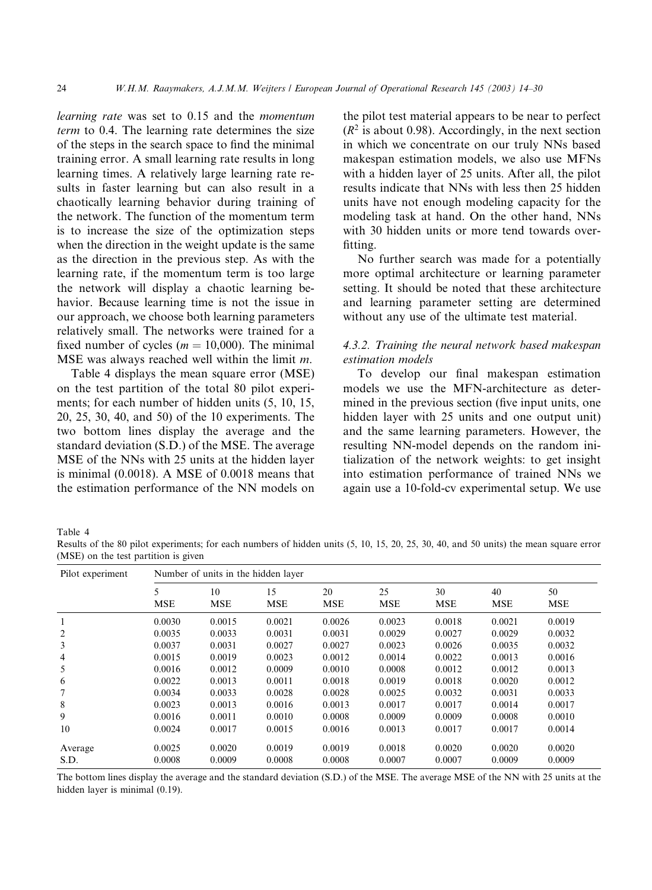*learning rate* was set to 0.15 and the *momentum term* to 0.4. The learning rate determines the size of the steps in the search space to find the minimal training error. A small learning rate results in long learning times. A relatively large learning rate results in faster learning but can also result in a chaotically learning behavior during training of the network. The function of the momentum term is to increase the size of the optimization steps when the direction in the weight update is the same as the direction in the previous step. As with the learning rate, if the momentum term is too large the network will display a chaotic learning behavior. Because learning time is not the issue in our approach, we choose both learning parameters relatively small. The networks were trained for a fixed number of cycles ($m = 10{,}000$). The minimal MSE was always reached well within the limit $m$.

Table 4 displays the mean square error (MSE) on the test partition of the total 80 pilot experiments; for each number of hidden units (5, 10, 15, 20, 25, 30, 40, and 50) of the 10 experiments. The two bottom lines display the average and the standard deviation (S.D.) of the MSE. The average MSE of the NNs with 25 units at the hidden layer is minimal (0.0018). A MSE of 0.0018 means that the estimation performance of the NN models on the pilot test material appears to be near to perfect ($R^2$ is about 0.98). Accordingly, in the next section in which we concentrate on our truly NNs based makespan estimation models, we also use MFNs with a hidden layer of 25 units. After all, the pilot results indicate that NNs with less then 25 hidden units have not enough modeling capacity for the modeling task at hand. On the other hand, NNs with 30 hidden units or more tend towards overfitting.

No further search was made for a potentially more optimal architecture or learning parameter setting. It should be noted that these architecture and learning parameter setting are determined without any use of the ultimate test material.

#### 4.3.2. Training the neural network based makespan estimation models

To develop our final makespan estimation models we use the MFN-architecture as determined in the previous section (five input units, one hidden layer with 25 units and one output unit) and the same learning parameters. However, the resulting NN-model depends on the random initialization of the network weights: to get insight into estimation performance of trained NNs we again use a 10-fold-cv experimental setup. We use

Table 4
Results of the 80 pilot experiments; for each numbers of hidden units (5, 10, 15, 20, 25, 30, 40, and 50 units) the mean square error (MSE) on the test partition is given

| Pilot experiment | Number of units in the hidden layer | | | | | | | |
|---|---|---|---|---|---|---|---|---|
| | 5 MSE | 10 MSE | 15 MSE | 20 MSE | 25 MSE | 30 MSE | 40 MSE | 50 MSE |
| 1 | 0.0030 | 0.0015 | 0.0021 | 0.0026 | 0.0023 | 0.0018 | 0.0021 | 0.0019 |
| 2 | 0.0035 | 0.0033 | 0.0031 | 0.0031 | 0.0029 | 0.0027 | 0.0029 | 0.0032 |
| 3 | 0.0037 | 0.0031 | 0.0027 | 0.0027 | 0.0023 | 0.0026 | 0.0035 | 0.0032 |
| 4 | 0.0015 | 0.0019 | 0.0023 | 0.0012 | 0.0014 | 0.0022 | 0.0013 | 0.0016 |
| 5 | 0.0016 | 0.0012 | 0.0009 | 0.0010 | 0.0008 | 0.0012 | 0.0012 | 0.0013 |
| 6 | 0.0022 | 0.0013 | 0.0011 | 0.0018 | 0.0019 | 0.0018 | 0.0020 | 0.0012 |
| 7 | 0.0034 | 0.0033 | 0.0028 | 0.0028 | 0.0025 | 0.0032 | 0.0031 | 0.0033 |
| 8 | 0.0023 | 0.0013 | 0.0016 | 0.0013 | 0.0017 | 0.0017 | 0.0014 | 0.0017 |
| 9 | 0.0016 | 0.0011 | 0.0010 | 0.0008 | 0.0009 | 0.0009 | 0.0008 | 0.0010 |
| 10 | 0.0024 | 0.0017 | 0.0015 | 0.0016 | 0.0013 | 0.0017 | 0.0017 | 0.0014 |
| Average | 0.0025 | 0.0020 | 0.0019 | 0.0019 | 0.0018 | 0.0020 | 0.0020 | 0.0020 |
| S.D. | 0.0008 | 0.0009 | 0.0008 | 0.0008 | 0.0007 | 0.0007 | 0.0009 | 0.0009 |

The bottom lines display the average and the standard deviation (S.D.) of the MSE. The average MSE of the NN with 25 units at the hidden layer is minimal (0.19).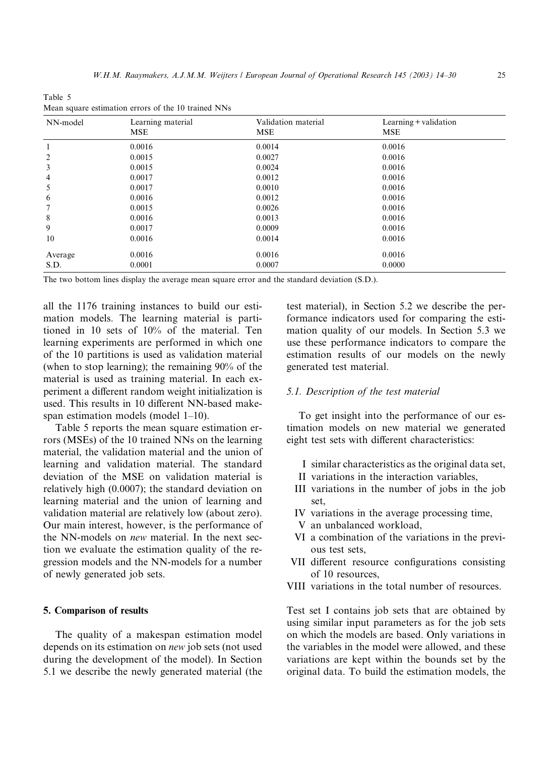Table 5
Mean square estimation errors of the 10 trained NNs

| NN-model | Learning material MSE | Validation material MSE | Learning + validation MSE |
|---|---|---|---|
| 1 | 0.0016 | 0.0014 | 0.0016 |
| 2 | 0.0015 | 0.0027 | 0.0016 |
| 3 | 0.0015 | 0.0024 | 0.0016 |
| 4 | 0.0017 | 0.0012 | 0.0016 |
| 5 | 0.0017 | 0.0010 | 0.0016 |
| 6 | 0.0016 | 0.0012 | 0.0016 |
| 7 | 0.0015 | 0.0026 | 0.0016 |
| 8 | 0.0016 | 0.0013 | 0.0016 |
| 9 | 0.0017 | 0.0009 | 0.0016 |
| 10 | 0.0016 | 0.0014 | 0.0016 |
| Average | 0.0016 | 0.0016 | 0.0016 |
| S.D. | 0.0001 | 0.0007 | 0.0000 |

The two bottom lines display the average mean square error and the standard deviation (S.D.).

all the 1176 training instances to build our estimation models. The learning material is partitioned in 10 sets of 10% of the material. Ten learning experiments are performed in which one of the 10 partitions is used as validation material (when to stop learning); the remaining 90% of the material is used as training material. In each experiment a different random weight initialization is used. This results in 10 different NN-based makespan estimation models (model 1–10).

Table 5 reports the mean square estimation errors (MSEs) of the 10 trained NNs on the learning material, the validation material and the union of learning and validation material. The standard deviation of the MSE on validation material is relatively high (0.0007); the standard deviation on learning material and the union of learning and validation material are relatively low (about zero). Our main interest, however, is the performance of the NN-models on *new* material. In the next section we evaluate the estimation quality of the regression models and the NN-models for a number of newly generated job sets.

## 5. Comparison of results

The quality of a makespan estimation model depends on its estimation on *new* job sets (not used during the development of the model). In Section 5.1 we describe the newly generated material (the test material), in Section 5.2 we describe the performance indicators used for comparing the estimation quality of our models. In Section 5.3 we use these performance indicators to compare the estimation results of our models on the newly generated test material.

### 5.1. Description of the test material

To get insight into the performance of our estimation models on new material we generated eight test sets with different characteristics:

- I similar characteristics as the original data set,
- II variations in the interaction variables,
- III variations in the number of jobs in the job set,
- IV variations in the average processing time,
- V an unbalanced workload,
- VI a combination of the variations in the previous test sets,
- VII different resource configurations consisting of 10 resources,
- VIII variations in the total number of resources.

Test set I contains job sets that are obtained by using similar input parameters as for the job sets on which the models are based. Only variations in the variables in the model were allowed, and these variations are kept within the bounds set by the original data. To build the estimation models, the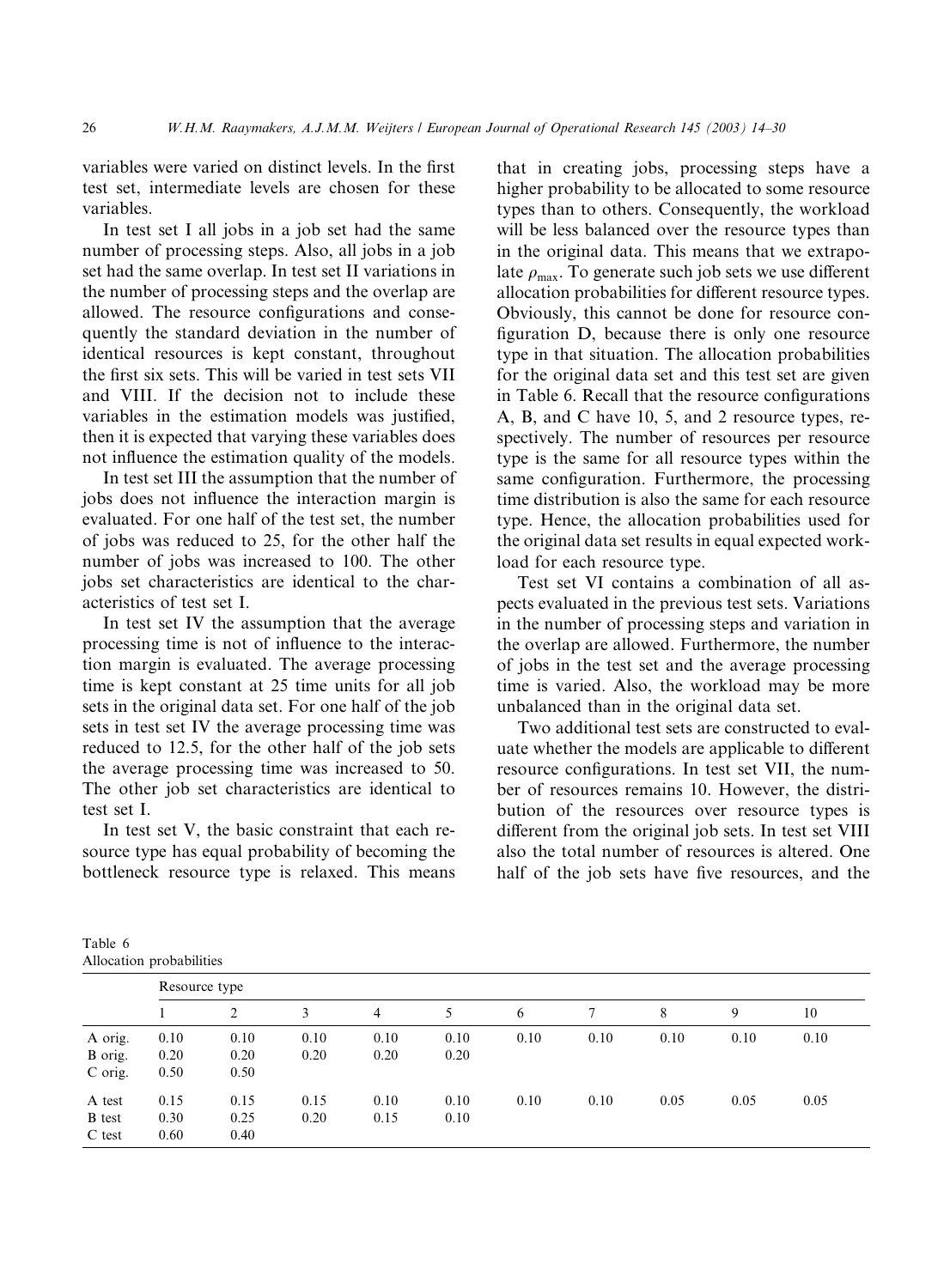variables were varied on distinct levels. In the first test set, intermediate levels are chosen for these variables.

In test set I all jobs in a job set had the same number of processing steps. Also, all jobs in a job set had the same overlap. In test set II variations in the number of processing steps and the overlap are allowed. The resource configurations and consequently the standard deviation in the number of identical resources is kept constant, throughout the first six sets. This will be varied in test sets VII and VIII. If the decision not to include these variables in the estimation models was justified, then it is expected that varying these variables does not influence the estimation quality of the models.

In test set III the assumption that the number of jobs does not influence the interaction margin is evaluated. For one half of the test set, the number of jobs was reduced to 25, for the other half the number of jobs was increased to 100. The other jobs set characteristics are identical to the characteristics of test set I.

In test set IV the assumption that the average processing time is not of influence to the interaction margin is evaluated. The average processing time is kept constant at 25 time units for all job sets in the original data set. For one half of the job sets in test set IV the average processing time was reduced to 12.5, for the other half of the job sets the average processing time was increased to 50. The other job set characteristics are identical to test set I.

In test set V, the basic constraint that each resource type has equal probability of becoming the bottleneck resource type is relaxed. This means that in creating jobs, processing steps have a higher probability to be allocated to some resource types than to others. Consequently, the workload will be less balanced over the resource types than in the original data. This means that we extrapolate $\rho_{max}$. To generate such job sets we use different allocation probabilities for different resource types. Obviously, this cannot be done for resource configuration D, because there is only one resource type in that situation. The allocation probabilities for the original data set and this test set are given in Table 6. Recall that the resource configurations A, B, and C have 10, 5, and 2 resource types, respectively. The number of resources per resource type is the same for all resource types within the same configuration. Furthermore, the processing time distribution is also the same for each resource type. Hence, the allocation probabilities used for the original data set results in equal expected workload for each resource type.

Test set VI contains a combination of all aspects evaluated in the previous test sets. Variations in the number of processing steps and variation in the overlap are allowed. Furthermore, the number of jobs in the test set and the average processing time is varied. Also, the workload may be more unbalanced than in the original data set.

Two additional test sets are constructed to evaluate whether the models are applicable to different resource configurations. In test set VII, the number of resources remains 10. However, the distribution of the resources over resource types is different from the original job sets. In test set VIII also the total number of resources is altered. One half of the job sets have five resources, and the

Table 6
Allocation probabilities

| | Resource type | | | | | | | | | |
|---|---|---|---|---|---|---|---|---|---|---|
| | 1 | 2 | 3 | 4 | 5 | 6 | 7 | 8 | 9 | 10 |
| A orig. | 0.10 | 0.10 | 0.10 | 0.10 | 0.10 | 0.10 | 0.10 | 0.10 | 0.10 | 0.10 |
| B orig. | 0.20 | 0.20 | 0.20 | 0.20 | 0.20 | | | | | |
| C orig. | 0.50 | 0.50 | | | | | | | | |
| A test | 0.15 | 0.15 | 0.15 | 0.10 | 0.10 | 0.10 | 0.10 | 0.05 | 0.05 | 0.05 |
| B test | 0.30 | 0.25 | 0.20 | 0.15 | 0.10 | | | | | |
| C test | 0.60 | 0.40 | | | | | | | | |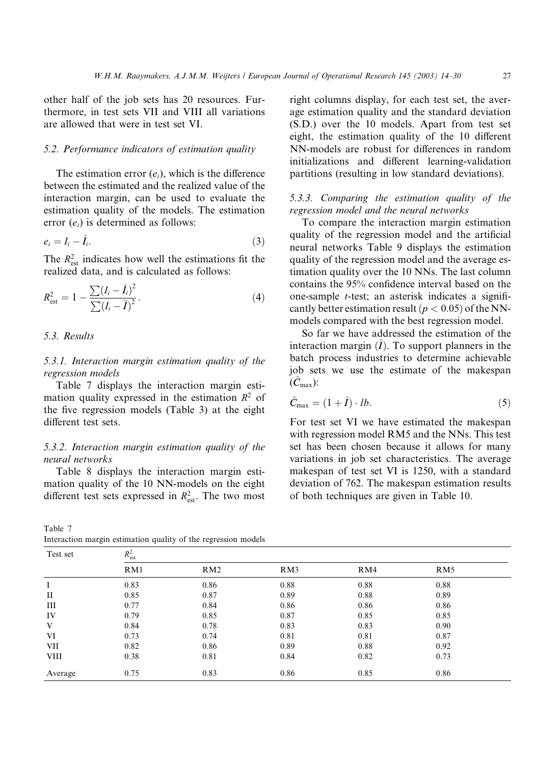other half of the job sets has 20 resources. Furthermore, in test sets VII and VIII all variations are allowed that were in test set VI.

### 5.2. Performance indicators of estimation quality

The estimation error ($e_i$), which is the difference between the estimated and the realized value of the interaction margin, can be used to evaluate the estimation quality of the models. The estimation error ($e_i$) is determined as follows:

$$e_i = I_i - \hat{I}_i. \tag{3}$$

The $R^2_{\text{est}}$ indicates how well the estimations fit the realized data, and is calculated as follows:

$$R^2_{\text{est}} = 1 - \frac{\sum (I_i - \hat{I}_i)^2}{\sum (I_i - \bar{I})^2}. \tag{4}$$

### 5.3. Results

#### 5.3.1. Interaction margin estimation quality of the regression models

Table 7 displays the interaction margin estimation quality expressed in the estimation $R^2$ of the five regression models (Table 3) at the eight different test sets.

#### 5.3.2. Interaction margin estimation quality of the neural networks

Table 8 displays the interaction margin estimation quality of the 10 NN-models on the eight different test sets expressed in $R^2_{\text{est}}$. The two most right columns display, for each test set, the average estimation quality and the standard deviation (S.D.) over the 10 models. Apart from test set eight, the estimation quality of the 10 different NN-models are robust for differences in random initializations and different learning-validation partitions (resulting in low standard deviations).

#### 5.3.3. Comparing the estimation quality of the regression model and the neural networks

To compare the interaction margin estimation quality of the regression model and the artificial neural networks Table 9 displays the estimation quality of the regression model and the average estimation quality over the 10 NNs. The last column contains the 95% confidence interval based on the one-sample $t$-test; an asterisk indicates a significantly better estimation result ($p < 0.05$) of the NN-models compared with the best regression model.

So far we have addressed the estimation of the interaction margin ($\hat{I}$). To support planners in the batch process industries to determine achievable job sets we use the estimate of the makespan ($\hat{C}_{\max}$):

$$\hat{C}_{\max} = (1 + \hat{I}) \cdot lb. \tag{5}$$

For test set VI we have estimated the makespan with regression model RM5 and the NNs. This test set has been chosen because it allows for many variations in job set characteristics. The average makespan of test set VI is 1250, with a standard deviation of 762. The makespan estimation results of both techniques are given in Table 10.

Table 7
Interaction margin estimation quality of the regression models

| Test set | $R^2_{\text{est}}$ | | | | |
|---|---|---|---|---|---|
| | RM1 | RM2 | RM3 | RM4 | RM5 |
| I | 0.83 | 0.86 | 0.88 | 0.88 | 0.88 |
| II | 0.85 | 0.87 | 0.89 | 0.88 | 0.89 |
| III | 0.77 | 0.84 | 0.86 | 0.86 | 0.86 |
| IV | 0.79 | 0.85 | 0.87 | 0.85 | 0.85 |
| V | 0.84 | 0.78 | 0.83 | 0.83 | 0.90 |
| VI | 0.73 | 0.74 | 0.81 | 0.81 | 0.87 |
| VII | 0.82 | 0.86 | 0.89 | 0.88 | 0.92 |
| VIII | 0.38 | 0.81 | 0.84 | 0.82 | 0.73 |
| Average | 0.75 | 0.83 | 0.86 | 0.85 | 0.86 |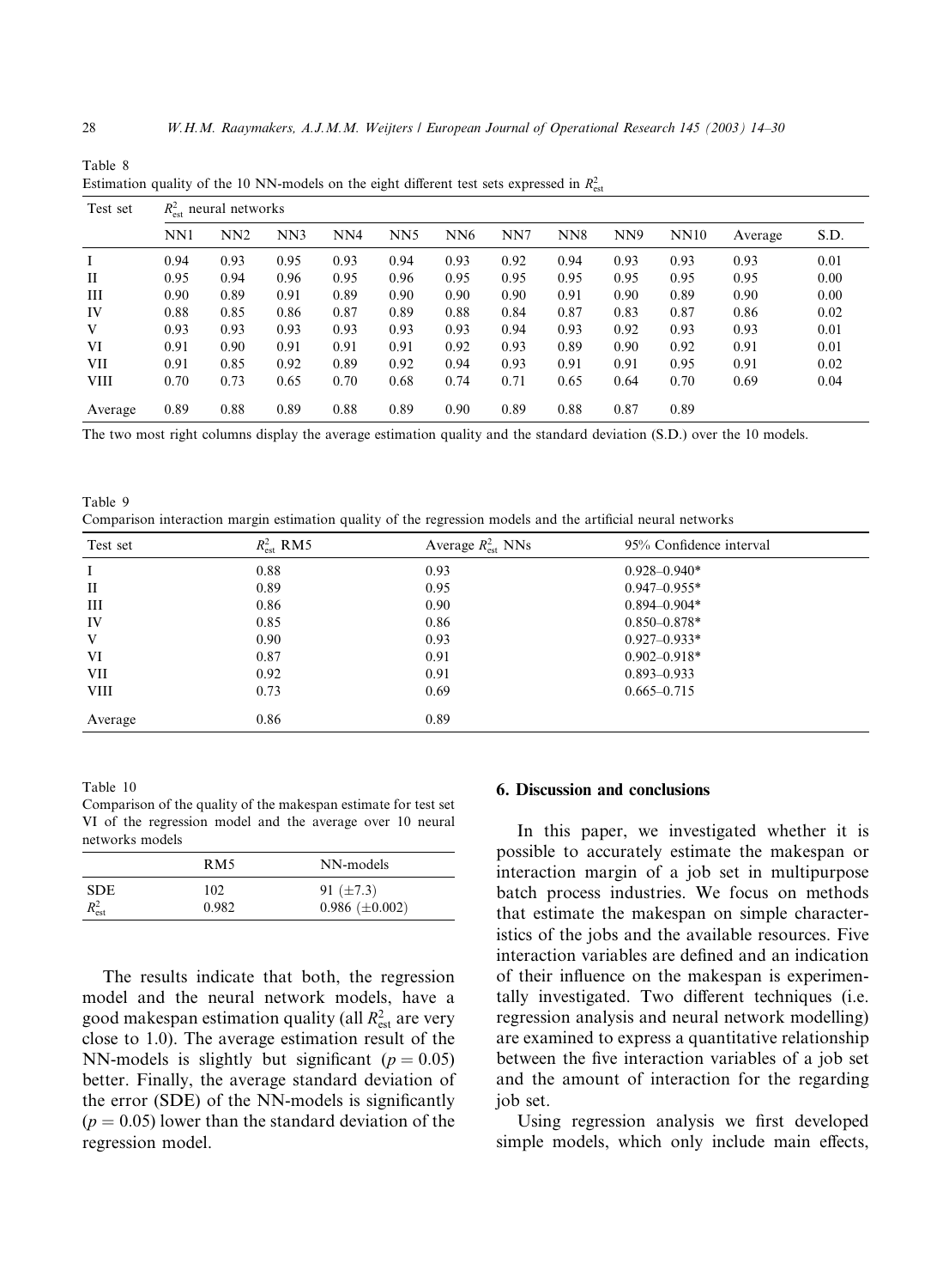Table 8
Estimation quality of the 10 NN-models on the eight different test sets expressed in $R^2_{est}$

| Test set | $R^2_{est}$ neural networks | | | | | | | | | | | |
|---|---|---|---|---|---|---|---|---|---|---|---|---|
| | NN1 | NN2 | NN3 | NN4 | NN5 | NN6 | NN7 | NN8 | NN9 | NN10 | Average | S.D. |
| I | 0.94 | 0.93 | 0.95 | 0.93 | 0.94 | 0.93 | 0.92 | 0.94 | 0.93 | 0.93 | 0.93 | 0.01 |
| II | 0.95 | 0.94 | 0.96 | 0.95 | 0.96 | 0.95 | 0.95 | 0.95 | 0.95 | 0.95 | 0.95 | 0.00 |
| III | 0.90 | 0.89 | 0.91 | 0.89 | 0.90 | 0.90 | 0.90 | 0.91 | 0.90 | 0.89 | 0.90 | 0.00 |
| IV | 0.88 | 0.85 | 0.86 | 0.87 | 0.89 | 0.88 | 0.84 | 0.87 | 0.83 | 0.87 | 0.86 | 0.02 |
| V | 0.93 | 0.93 | 0.93 | 0.93 | 0.93 | 0.93 | 0.94 | 0.93 | 0.92 | 0.93 | 0.93 | 0.01 |
| VI | 0.91 | 0.90 | 0.91 | 0.91 | 0.91 | 0.92 | 0.93 | 0.89 | 0.90 | 0.92 | 0.91 | 0.01 |
| VII | 0.91 | 0.85 | 0.92 | 0.89 | 0.92 | 0.94 | 0.93 | 0.91 | 0.91 | 0.95 | 0.91 | 0.02 |
| VIII | 0.70 | 0.73 | 0.65 | 0.70 | 0.68 | 0.74 | 0.71 | 0.65 | 0.64 | 0.70 | 0.69 | 0.04 |
| Average | 0.89 | 0.88 | 0.89 | 0.88 | 0.89 | 0.90 | 0.89 | 0.88 | 0.87 | 0.89 | | |

The two most right columns display the average estimation quality and the standard deviation (S.D.) over the 10 models.

Table 9
Comparison interaction margin estimation quality of the regression models and the artificial neural networks

| Test set | $R^2_{est}$ RM5 | Average $R^2_{est}$ NNs | 95% Confidence interval |
|---|---|---|---|
| I | 0.88 | 0.93 | 0.928–0.940* |
| II | 0.89 | 0.95 | 0.947–0.955* |
| III | 0.86 | 0.90 | 0.894–0.904* |
| IV | 0.85 | 0.86 | 0.850–0.878* |
| V | 0.90 | 0.93 | 0.927–0.933* |
| VI | 0.87 | 0.91 | 0.902–0.918* |
| VII | 0.92 | 0.91 | 0.893–0.933 |
| VIII | 0.73 | 0.69 | 0.665–0.715 |
| Average | 0.86 | 0.89 | |

Table 10
Comparison of the quality of the makespan estimate for test set VI of the regression model and the average over 10 neural networks models

| | RM5 | NN-models |
|---|---|---|
| SDE | 102 | 91 ($\pm 7.3$) |
| $R^2_{est}$ | 0.982 | 0.986 ($\pm 0.002$) |

The results indicate that both, the regression model and the neural network models, have a good makespan estimation quality (all $R^2_{est}$ are very close to 1.0). The average estimation result of the NN-models is slightly but significant ($p = 0.05$) better. Finally, the average standard deviation of the error (SDE) of the NN-models is significantly ($p = 0.05$) lower than the standard deviation of the regression model.

## 6. Discussion and conclusions

In this paper, we investigated whether it is possible to accurately estimate the makespan or interaction margin of a job set in multipurpose batch process industries. We focus on methods that estimate the makespan on simple characteristics of the jobs and the available resources. Five interaction variables are defined and an indication of their influence on the makespan is experimentally investigated. Two different techniques (i.e. regression analysis and neural network modelling) are examined to express a quantitative relationship between the five interaction variables of a job set and the amount of interaction for the regarding job set.

Using regression analysis we first developed simple models, which only include main effects,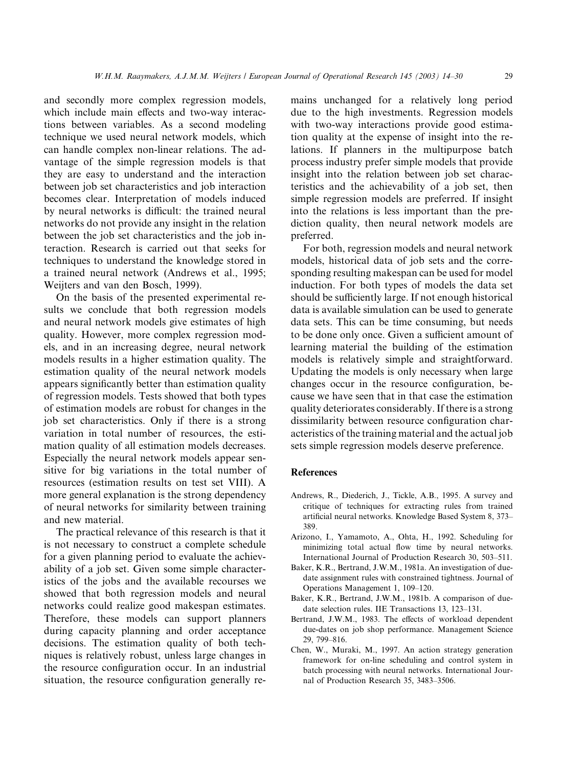and secondly more complex regression models, which include main effects and two-way interactions between variables. As a second modeling technique we used neural network models, which can handle complex non-linear relations. The advantage of the simple regression models is that they are easy to understand and the interaction between job set characteristics and job interaction becomes clear. Interpretation of models induced by neural networks is difficult: the trained neural networks do not provide any insight in the relation between the job set characteristics and the job interaction. Research is carried out that seeks for techniques to understand the knowledge stored in a trained neural network (Andrews et al., 1995; Weijters and van den Bosch, 1999).

On the basis of the presented experimental results we conclude that both regression models and neural network models give estimates of high quality. However, more complex regression models, and in an increasing degree, neural network models results in a higher estimation quality. The estimation quality of the neural network models appears significantly better than estimation quality of regression models. Tests showed that both types of estimation models are robust for changes in the job set characteristics. Only if there is a strong variation in total number of resources, the estimation quality of all estimation models decreases. Especially the neural network models appear sensitive for big variations in the total number of resources (estimation results on test set VIII). A more general explanation is the strong dependency of neural networks for similarity between training and new material.

The practical relevance of this research is that it is not necessary to construct a complete schedule for a given planning period to evaluate the achievability of a job set. Given some simple characteristics of the jobs and the available recourses we showed that both regression models and neural networks could realize good makespan estimates. Therefore, these models can support planners during capacity planning and order acceptance decisions. The estimation quality of both techniques is relatively robust, unless large changes in the resource configuration occur. In an industrial situation, the resource configuration generally remains unchanged for a relatively long period due to the high investments. Regression models with two-way interactions provide good estimation quality at the expense of insight into the relations. If planners in the multipurpose batch process industry prefer simple models that provide insight into the relation between job set characteristics and the achievability of a job set, then simple regression models are preferred. If insight into the relations is less important than the prediction quality, then neural network models are preferred.

For both, regression models and neural network models, historical data of job sets and the corresponding resulting makespan can be used for model induction. For both types of models the data set should be sufficiently large. If not enough historical data is available simulation can be used to generate data sets. This can be time consuming, but needs to be done only once. Given a sufficient amount of learning material the building of the estimation models is relatively simple and straightforward. Updating the models is only necessary when large changes occur in the resource configuration, because we have seen that in that case the estimation quality deteriorates considerably. If there is a strong dissimilarity between resource configuration characteristics of the training material and the actual job sets simple regression models deserve preference.

## References

- Andrews, R., Diederich, J., Tickle, A.B., 1995. A survey and critique of techniques for extracting rules from trained artificial neural networks. Knowledge Based System 8, 373–389.
- Arizono, I., Yamamoto, A., Ohta, H., 1992. Scheduling for minimizing total actual flow time by neural networks. International Journal of Production Research 30, 503–511.
- Baker, K.R., Bertrand, J.W.M., 1981a. An investigation of due-date assignment rules with constrained tightness. Journal of Operations Management 1, 109–120.
- Baker, K.R., Bertrand, J.W.M., 1981b. A comparison of due-date selection rules. IIE Transactions 13, 123–131.
- Bertrand, J.W.M., 1983. The effects of workload dependent due-dates on job shop performance. Management Science 29, 799–816.
- Chen, W., Muraki, M., 1997. An action strategy generation framework for on-line scheduling and control system in batch processing with neural networks. International Journal of Production Research 35, 3483–3506.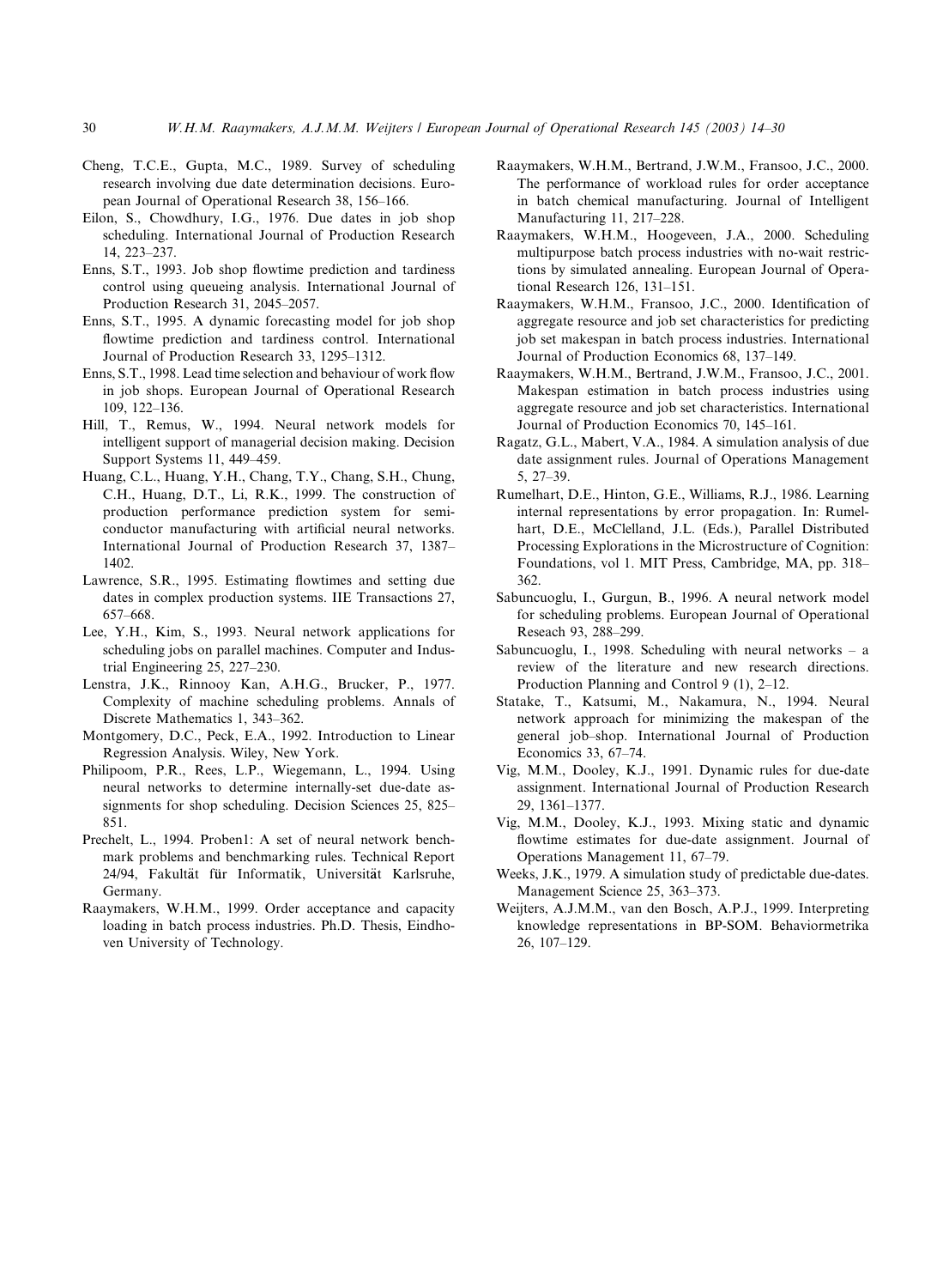Cheng, T.C.E., Gupta, M.C., 1989. Survey of scheduling research involving due date determination decisions. European Journal of Operational Research 38, 156–166.

Eilon, S., Chowdhury, I.G., 1976. Due dates in job shop scheduling. International Journal of Production Research 14, 223–237.

Enns, S.T., 1993. Job shop flowtime prediction and tardiness control using queueing analysis. International Journal of Production Research 31, 2045–2057.

Enns, S.T., 1995. A dynamic forecasting model for job shop flowtime prediction and tardiness control. International Journal of Production Research 33, 1295–1312.

Enns, S.T., 1998. Lead time selection and behaviour of work flow in job shops. European Journal of Operational Research 109, 122–136.

Hill, T., Remus, W., 1994. Neural network models for intelligent support of managerial decision making. Decision Support Systems 11, 449–459.

Huang, C.L., Huang, Y.H., Chang, T.Y., Chang, S.H., Chung, C.H., Huang, D.T., Li, R.K., 1999. The construction of production performance prediction system for semiconductor manufacturing with artificial neural networks. International Journal of Production Research 37, 1387–1402.

Lawrence, S.R., 1995. Estimating flowtimes and setting due dates in complex production systems. IIE Transactions 27, 657–668.

Lee, Y.H., Kim, S., 1993. Neural network applications for scheduling jobs on parallel machines. Computer and Industrial Engineering 25, 227–230.

Lenstra, J.K., Rinnooy Kan, A.H.G., Brucker, P., 1977. Complexity of machine scheduling problems. Annals of Discrete Mathematics 1, 343–362.

Montgomery, D.C., Peck, E.A., 1992. Introduction to Linear Regression Analysis. Wiley, New York.

Philipoom, P.R., Rees, L.P., Wiegemann, L., 1994. Using neural networks to determine internally-set due-date assignments for shop scheduling. Decision Sciences 25, 825–851.

Prechelt, L., 1994. Proben1: A set of neural network benchmark problems and benchmarking rules. Technical Report 24/94, Fakultät für Informatik, Universität Karlsruhe, Germany.

Raaymakers, W.H.M., 1999. Order acceptance and capacity loading in batch process industries. Ph.D. Thesis, Eindhoven University of Technology.

Raaymakers, W.H.M., Bertrand, J.W.M., Fransoo, J.C., 2000. The performance of workload rules for order acceptance in batch chemical manufacturing. Journal of Intelligent Manufacturing 11, 217–228.

Raaymakers, W.H.M., Hoogeveen, J.A., 2000. Scheduling multipurpose batch process industries with no-wait restrictions by simulated annealing. European Journal of Operational Research 126, 131–151.

Raaymakers, W.H.M., Fransoo, J.C., 2000. Identification of aggregate resource and job set characteristics for predicting job set makespan in batch process industries. International Journal of Production Economics 68, 137–149.

Raaymakers, W.H.M., Bertrand, J.W.M., Fransoo, J.C., 2001. Makespan estimation in batch process industries using aggregate resource and job set characteristics. International Journal of Production Economics 70, 145–161.

Ragatz, G.L., Mabert, V.A., 1984. A simulation analysis of due date assignment rules. Journal of Operations Management 5, 27–39.

Rumelhart, D.E., Hinton, G.E., Williams, R.J., 1986. Learning internal representations by error propagation. In: Rumelhart, D.E., McClelland, J.L. (Eds.), Parallel Distributed Processing Explorations in the Microstructure of Cognition: Foundations, vol 1. MIT Press, Cambridge, MA, pp. 318–362.

Sabuncuoglu, I., Gurgun, B., 1996. A neural network model for scheduling problems. European Journal of Operational Reseach 93, 288–299.

Sabuncuoglu, I., 1998. Scheduling with neural networks – a review of the literature and new research directions. Production Planning and Control 9 (1), 2–12.

Statake, T., Katsumi, M., Nakamura, N., 1994. Neural network approach for minimizing the makespan of the general job–shop. International Journal of Production Economics 33, 67–74.

Vig, M.M., Dooley, K.J., 1991. Dynamic rules for due-date assignment. International Journal of Production Research 29, 1361–1377.

Vig, M.M., Dooley, K.J., 1993. Mixing static and dynamic flowtime estimates for due-date assignment. Journal of Operations Management 11, 67–79.

Weeks, J.K., 1979. A simulation study of predictable due-dates. Management Science 25, 363–373.

Weijters, A.J.M.M., van den Bosch, A.P.J., 1999. Interpreting knowledge representations in BP-SOM. Behaviormetrika 26, 107–129.